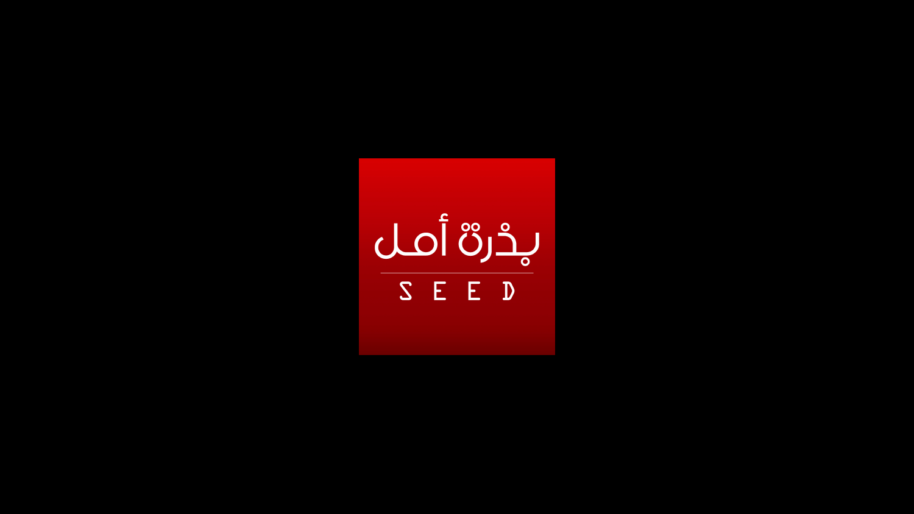# بذرة أمل

SEED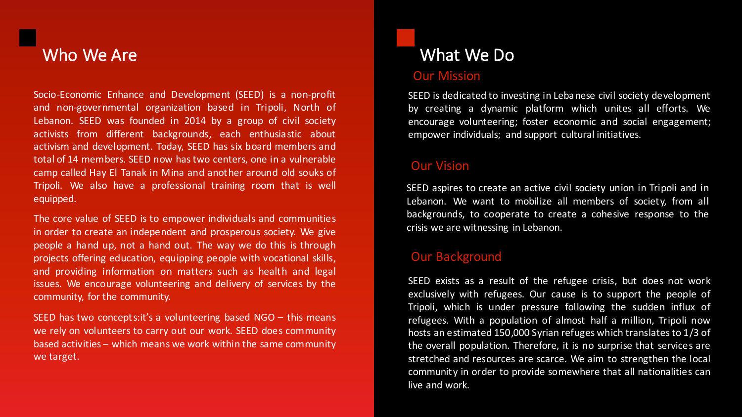## Who We Are

Socio-Economic Enhance and Development (SEED) is a non-profit and non-governmental organization based in Tripoli, North of Lebanon. SEED was founded in 2014 by a group of civil society activists from different backgrounds, each enthusiastic about activism and development. Today, SEED has six board members and total of 14 members. SEED now has two centers, one in a vulnerable camp called Hay El Tanak in Mina and another around old souks of Tripoli. We also have a professional training room that is well equipped.

The core value of SEED is to empower individuals and communities in order to create an independent and prosperous society. We give people a hand up, not a hand out. The way we do this is through projects offering education, equipping people with vocational skills, and providing information on matters such as health and legal issues. We encourage volunteering and delivery of services by the community, for the community.

SEED has two concepts:it's a volunteering based NGO – this means we rely on volunteers to carry out our work. SEED does community based activities – which means we work within the same community we target.

## What We Do

### Our Mission

SEED is dedicated to investing in Lebanese civil society development by creating a dynamic platform which unites all efforts. We encourage volunteering; foster economic and social engagement; empower individuals; and support cultural initiatives.

### Our Vision

SEED aspires to create an active civil society union in Tripoli and in Lebanon. We want to mobilize all members of society, from all backgrounds, to cooperate to create a cohesive response to the crisis we are witnessing in Lebanon.

### Our Background

SEED exists as a result of the refugee crisis, but does not work exclusively with refugees. Our cause is to support the people of Tripoli, which is under pressure following the sudden influx of refugees. With a population of almost half a million, Tripoli now hosts an estimated 150,000 Syrian refuges which translates to 1/3 of the overall population. Therefore, it is no surprise that services are stretched and resources are scarce. We aim to strengthen the local community in order to provide somewhere that all nationalities can live and work.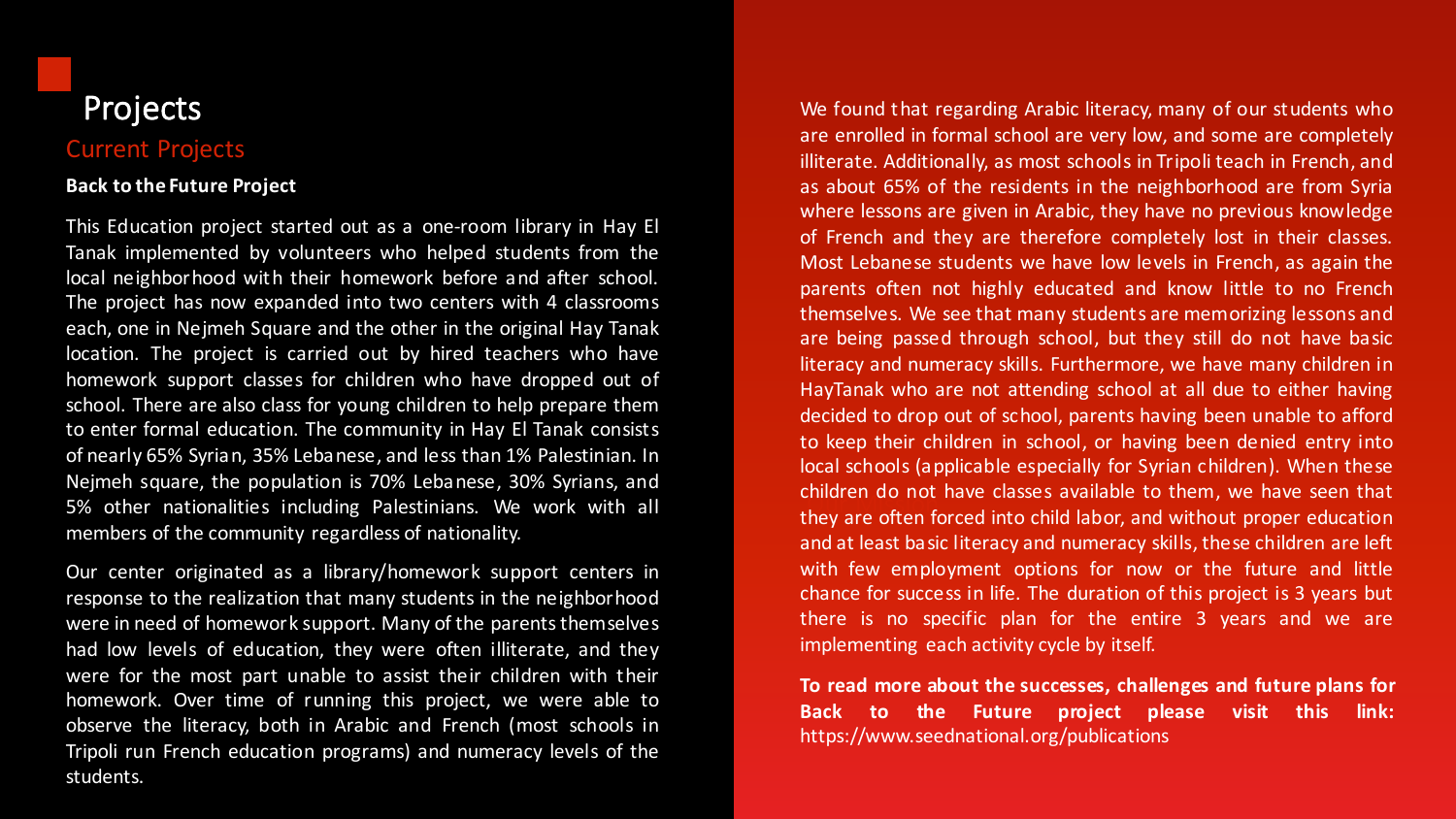# Projects

## Current Projects

**Back to the Future Project**

This Education project started out as a one-room library in Hay El Tanak implemented by volunteers who helped students from the local neighborhood with their homework before and after school. The project has now expanded into two centers with 4 classrooms each, one in Nejmeh Square and the other in the original Hay Tanak location. The project is carried out by hired teachers who have homework support classes for children who have dropped out of school. There are also class for young children to help prepare them to enter formal education. The community in Hay El Tanak consists of nearly 65% Syrian, 35% Lebanese, and less than 1% Palestinian. In Nejmeh square, the population is 70% Lebanese, 30% Syrians, and 5% other nationalities including Palestinians. We work with all members of the community regardless of nationality.

Our center originated as a library/homework support centers in response to the realization that many students in the neighborhood were in need of homework support. Many of the parents themselves had low levels of education, they were often illiterate, and they were for the most part unable to assist their children with their homework. Over time of running this project, we were able to observe the literacy, both in Arabic and French (most schools in Tripoli run French education programs) and numeracy levels of the students.

We found that regarding Arabic literacy, many of our students who are enrolled in formal school are very low, and some are completely illiterate. Additionally, as most schools in Tripoli teach in French, and as about 65% of the residents in the neighborhood are from Syria where lessons are given in Arabic, they have no previous knowledge of French and they are therefore completely lost in their classes. Most Lebanese students we have low levels in French, as again the parents often not highly educated and know little to no French themselves. We see that many students are memorizing lessons and are being passed through school, but they still do not have basic literacy and numeracy skills. Furthermore, we have many children in HayTanak who are not attending school at all due to either having decided to drop out of school, parents having been unable to afford to keep their children in school, or having been denied entry into local schools (applicable especially for Syrian children). When these children do not have classes available to them, we have seen that they are often forced into child labor, and without proper education and at least basic literacy and numeracy skills, these children are left with few employment options for now or the future and little chance for success in life. The duration of this project is 3 years but there is no specific plan for the entire 3 years and we are implementing each activity cycle by itself.

**To read more about the successes, challenges and future plans for Back to the Future project please visit this link:** https://www.seednational.org/publications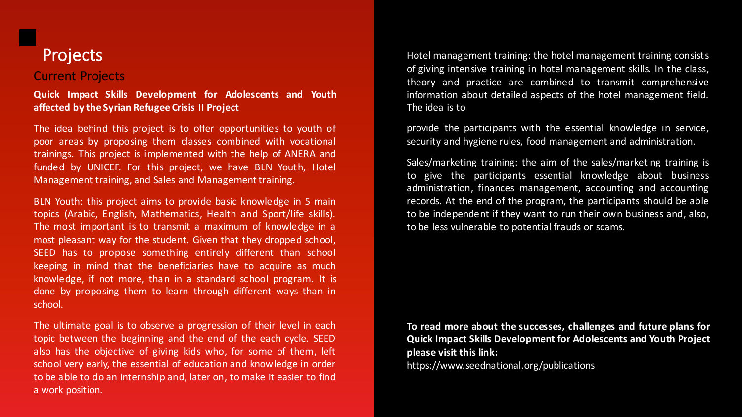# Projects

## Current Projects

**Quick Impact Skills Development for Adolescents and Youth affected by the Syrian Refugee Crisis II Project**

The idea behind this project is to offer opportunities to youth of poor areas by proposing them classes combined with vocational trainings. This project is implemented with the help of ANERA and funded by UNICEF. For this project, we have BLN Youth, Hotel Management training, and Sales and Management training.

BLN Youth: this project aims to provide basic knowledge in 5 main topics (Arabic, English, Mathematics, Health and Sport/life skills). The most important is to transmit a maximum of knowledge in a most pleasant way for the student. Given that they dropped school, SEED has to propose something entirely different than school keeping in mind that the beneficiaries have to acquire as much knowledge, if not more, than in a standard school program. It is done by proposing them to learn through different ways than in school.

The ultimate goal is to observe a progression of their level in each topic between the beginning and the end of the each cycle. SEED also has the objective of giving kids who, for some of them, left school very early, the essential of education and knowledge in order to be able to do an internship and, later on, to make it easier to find a work position.

Hotel management training: the hotel management training consists of giving intensive training in hotel management skills. In the class, theory and practice are combined to transmit comprehensive information about detailed aspects of the hotel management field. The idea is to

provide the participants with the essential knowledge in service, security and hygiene rules, food management and administration.

Sales/marketing training: the aim of the sales/marketing training is to give the participants essential knowledge about business administration, finances management, accounting and accounting records. At the end of the program, the participants should be able to be independent if they want to run their own business and, also, to be less vulnerable to potential frauds or scams.

**To read more about the successes, challenges and future plans for Quick Impact Skills Development for Adolescents and Youth Project please visit this link:**

https://www.seednational.org/publications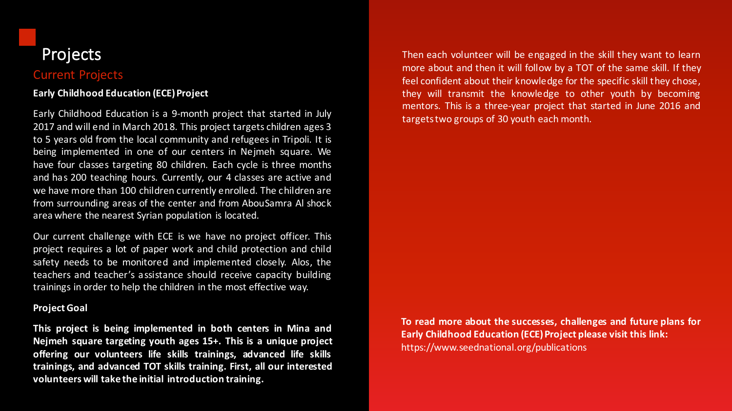# Projects

## Current Projects

**Early Childhood Education (ECE) Project**

Early Childhood Education is a 9-month project that started in July 2017 and will end in March 2018. This project targets children ages 3 to 5 years old from the local community and refugees in Tripoli. It is being implemented in one of our centers in Nejmeh square. We have four classes targeting 80 children. Each cycle is three months and has 200 teaching hours. Currently, our 4 classes are active and we have more than 100 children currently enrolled. The children are from surrounding areas of the center and from AbouSamra Al shock area where the nearest Syrian population is located.

Our current challenge with ECE is we have no project officer. This project requires a lot of paper work and child protection and child safety needs to be monitored and implemented closely. Alos, the teachers and teacher's assistance should receive capacity building trainings in order to help the children in the most effective way.

**Project Goal**

**This project is being implemented in both centers in Mina and Nejmeh square targeting youth ages 15+. This is a unique project offering our volunteers life skills trainings, advanced life skills trainings, and advanced TOT skills training. First, all our interested volunteers will take the initial introduction training.**

Then each volunteer will be engaged in the skill they want to learn more about and then it will follow by a TOT of the same skill. If they feel confident about their knowledge for the specific skill they chose, they will transmit the knowledge to other youth by becoming mentors. This is a three-year project that started in June 2016 and targets two groups of 30 youth each month.

**To read more about the successes, challenges and future plans for Early Childhood Education (ECE) Project please visit this link:**
https://www.seednational.org/publications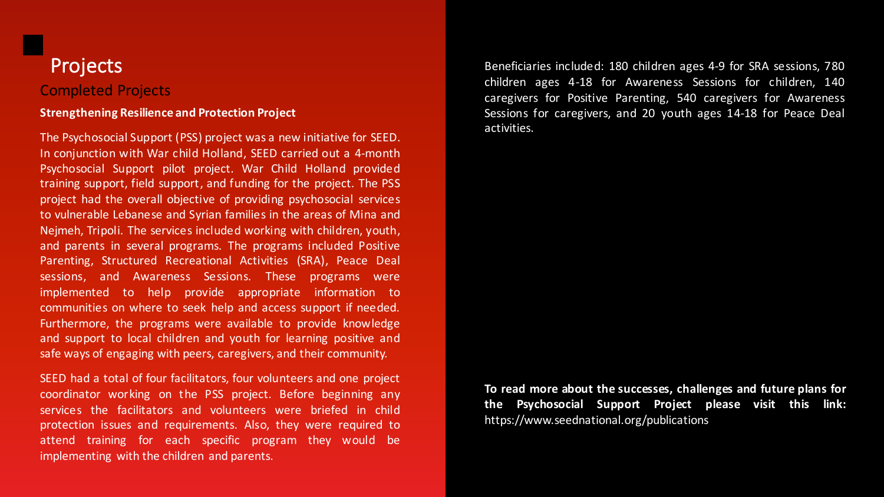# Projects

## Completed Projects

**Strengthening Resilience and Protection Project**

The Psychosocial Support (PSS) project was a new initiative for SEED. In conjunction with War child Holland, SEED carried out a 4-month Psychosocial Support pilot project. War Child Holland provided training support, field support, and funding for the project. The PSS project had the overall objective of providing psychosocial services to vulnerable Lebanese and Syrian families in the areas of Mina and Nejmeh, Tripoli. The services included working with children, youth, and parents in several programs. The programs included Positive Parenting, Structured Recreational Activities (SRA), Peace Deal sessions, and Awareness Sessions. These programs were implemented to help provide appropriate information to communities on where to seek help and access support if needed. Furthermore, the programs were available to provide knowledge and support to local children and youth for learning positive and safe ways of engaging with peers, caregivers, and their community.

SEED had a total of four facilitators, four volunteers and one project coordinator working on the PSS project. Before beginning any services the facilitators and volunteers were briefed in child protection issues and requirements. Also, they were required to attend training for each specific program they would be implementing with the children and parents.

Beneficiaries included: 180 children ages 4-9 for SRA sessions, 780 children ages 4-18 for Awareness Sessions for children, 140 caregivers for Positive Parenting, 540 caregivers for Awareness Sessions for caregivers, and 20 youth ages 14-18 for Peace Deal activities.

**To read more about the successes, challenges and future plans for the Psychosocial Support Project please visit this link:** https://www.seednational.org/publications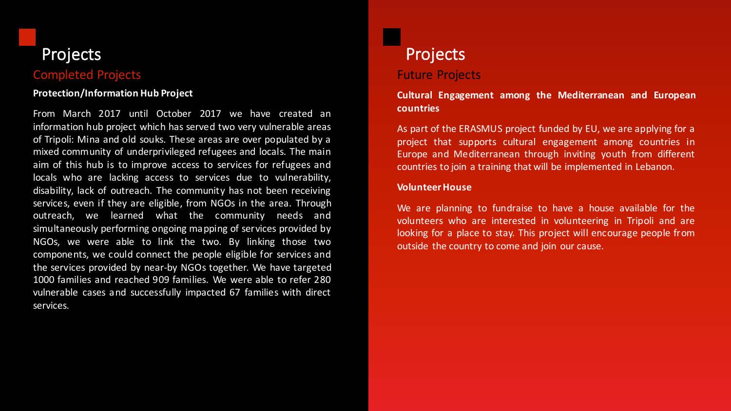# Projects

## Completed Projects

**Protection/Information Hub Project**

From March 2017 until October 2017 we have created an information hub project which has served two very vulnerable areas of Tripoli: Mina and old souks. These areas are over populated by a mixed community of underprivileged refugees and locals. The main aim of this hub is to improve access to services for refugees and locals who are lacking access to services due to vulnerability, disability, lack of outreach. The community has not been receiving services, even if they are eligible, from NGOs in the area. Through outreach, we learned what the community needs and simultaneously performing ongoing mapping of services provided by NGOs, we were able to link the two. By linking those two components, we could connect the people eligible for services and the services provided by near-by NGOs together. We have targeted 1000 families and reached 909 families. We were able to refer 280 vulnerable cases and successfully impacted 67 families with direct services.

# Projects

## Future Projects

**Cultural Engagement among the Mediterranean and European countries**

As part of the ERASMUS project funded by EU, we are applying for a project that supports cultural engagement among countries in Europe and Mediterranean through inviting youth from different countries to join a training that will be implemented in Lebanon.

**Volunteer House**

We are planning to fundraise to have a house available for the volunteers who are interested in volunteering in Tripoli and are looking for a place to stay. This project will encourage people from outside the country to come and join our cause.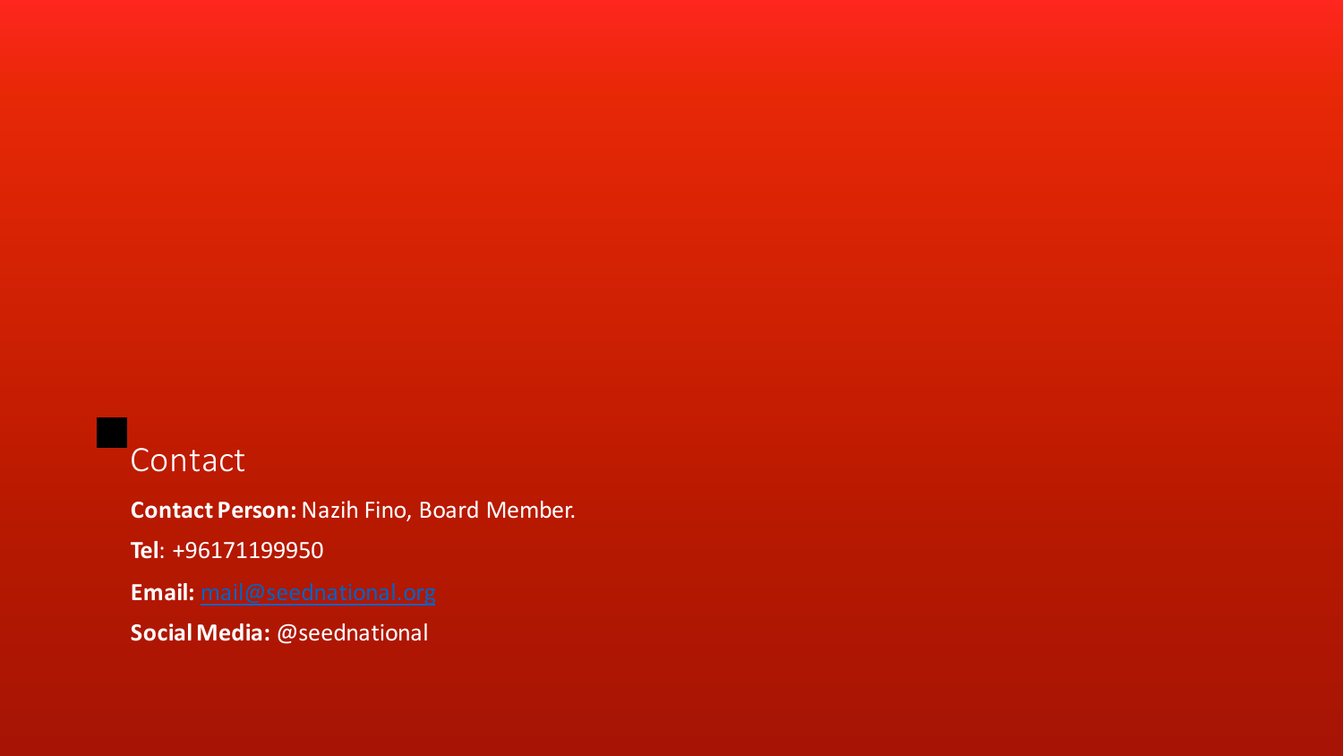# Contact

**Contact Person:** Nazih Fino, Board Member.

**Tel**: +96171199950

**Email:** mail@seednational.org

**Social Media:** @seednational